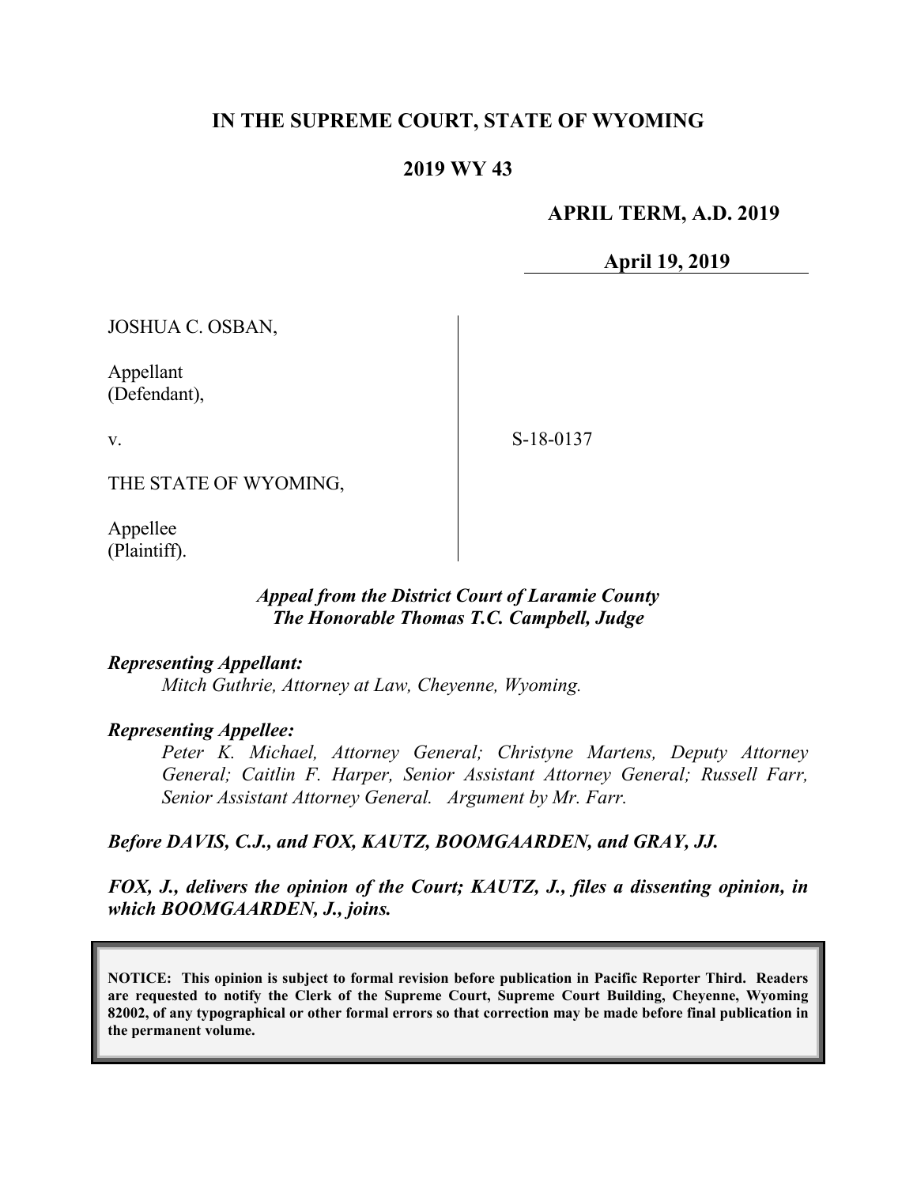# IN THE SUPREME COURT, STATE OF WYOMING

## 2019 WY 43

**APRIL TERM, A.D. 2019**

**April 19, 2019**

JOSHUA C. OSBAN,

Appellant
(Defendant),

v.

S-18-0137

THE STATE OF WYOMING,

Appellee
(Plaintiff).

***Appeal from the District Court of Laramie County***
***The Honorable Thomas T.C. Campbell, Judge***

***Representing Appellant:***

*Mitch Guthrie, Attorney at Law, Cheyenne, Wyoming.*

***Representing Appellee:***

*Peter K. Michael, Attorney General; Christyne Martens, Deputy Attorney General; Caitlin F. Harper, Senior Assistant Attorney General; Russell Farr, Senior Assistant Attorney General. Argument by Mr. Farr.*

***Before DAVIS, C.J., and FOX, KAUTZ, BOOMGAARDEN, and GRAY, JJ.***

***FOX, J., delivers the opinion of the Court; KAUTZ, J., files a dissenting opinion, in which BOOMGAARDEN, J., joins.***

**NOTICE: This opinion is subject to formal revision before publication in Pacific Reporter Third. Readers are requested to notify the Clerk of the Supreme Court, Supreme Court Building, Cheyenne, Wyoming 82002, of any typographical or other formal errors so that correction may be made before final publication in the permanent volume.**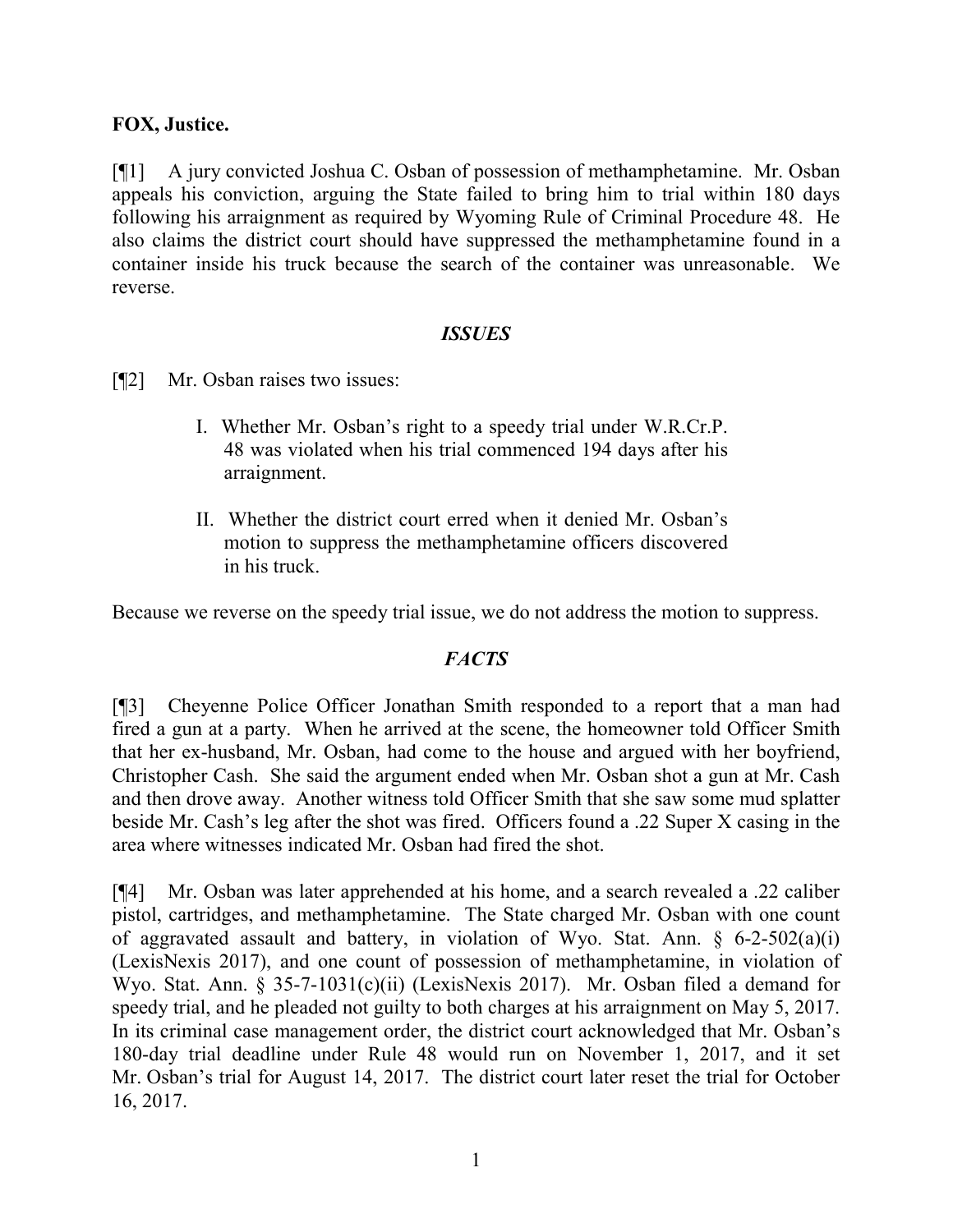**FOX, Justice.**

[¶1] A jury convicted Joshua C. Osban of possession of methamphetamine. Mr. Osban appeals his conviction, arguing the State failed to bring him to trial within 180 days following his arraignment as required by Wyoming Rule of Criminal Procedure 48. He also claims the district court should have suppressed the methamphetamine found in a container inside his truck because the search of the container was unreasonable. We reverse.

## *ISSUES*

[¶2] Mr. Osban raises two issues:

> I. Whether Mr. Osban's right to a speedy trial under W.R.Cr.P. 48 was violated when his trial commenced 194 days after his arraignment.
>
> II. Whether the district court erred when it denied Mr. Osban's motion to suppress the methamphetamine officers discovered in his truck.

Because we reverse on the speedy trial issue, we do not address the motion to suppress.

## *FACTS*

[¶3] Cheyenne Police Officer Jonathan Smith responded to a report that a man had fired a gun at a party. When he arrived at the scene, the homeowner told Officer Smith that her ex-husband, Mr. Osban, had come to the house and argued with her boyfriend, Christopher Cash. She said the argument ended when Mr. Osban shot a gun at Mr. Cash and then drove away. Another witness told Officer Smith that she saw some mud splatter beside Mr. Cash's leg after the shot was fired. Officers found a .22 Super X casing in the area where witnesses indicated Mr. Osban had fired the shot.

[¶4] Mr. Osban was later apprehended at his home, and a search revealed a .22 caliber pistol, cartridges, and methamphetamine. The State charged Mr. Osban with one count of aggravated assault and battery, in violation of Wyo. Stat. Ann. § 6-2-502(a)(i) (LexisNexis 2017), and one count of possession of methamphetamine, in violation of Wyo. Stat. Ann. § 35-7-1031(c)(ii) (LexisNexis 2017). Mr. Osban filed a demand for speedy trial, and he pleaded not guilty to both charges at his arraignment on May 5, 2017. In its criminal case management order, the district court acknowledged that Mr. Osban's 180-day trial deadline under Rule 48 would run on November 1, 2017, and it set Mr. Osban's trial for August 14, 2017. The district court later reset the trial for October 16, 2017.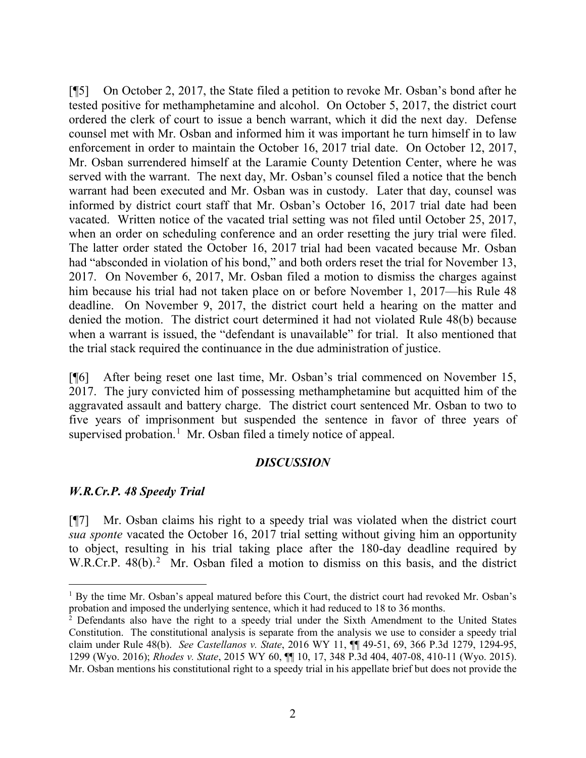[¶5] On October 2, 2017, the State filed a petition to revoke Mr. Osban's bond after he tested positive for methamphetamine and alcohol. On October 5, 2017, the district court ordered the clerk of court to issue a bench warrant, which it did the next day. Defense counsel met with Mr. Osban and informed him it was important he turn himself in to law enforcement in order to maintain the October 16, 2017 trial date. On October 12, 2017, Mr. Osban surrendered himself at the Laramie County Detention Center, where he was served with the warrant. The next day, Mr. Osban's counsel filed a notice that the bench warrant had been executed and Mr. Osban was in custody. Later that day, counsel was informed by district court staff that Mr. Osban's October 16, 2017 trial date had been vacated. Written notice of the vacated trial setting was not filed until October 25, 2017, when an order on scheduling conference and an order resetting the jury trial were filed. The latter order stated the October 16, 2017 trial had been vacated because Mr. Osban had "absconded in violation of his bond," and both orders reset the trial for November 13, 2017. On November 6, 2017, Mr. Osban filed a motion to dismiss the charges against him because his trial had not taken place on or before November 1, 2017—his Rule 48 deadline. On November 9, 2017, the district court held a hearing on the matter and denied the motion. The district court determined it had not violated Rule 48(b) because when a warrant is issued, the "defendant is unavailable" for trial. It also mentioned that the trial stack required the continuance in the due administration of justice.

[¶6] After being reset one last time, Mr. Osban's trial commenced on November 15, 2017. The jury convicted him of possessing methamphetamine but acquitted him of the aggravated assault and battery charge. The district court sentenced Mr. Osban to two to five years of imprisonment but suspended the sentence in favor of three years of supervised probation.[1] Mr. Osban filed a timely notice of appeal.

## *DISCUSSION*

### *W.R.Cr.P. 48 Speedy Trial*

[¶7] Mr. Osban claims his right to a speedy trial was violated when the district court *sua sponte* vacated the October 16, 2017 trial setting without giving him an opportunity to object, resulting in his trial taking place after the 180-day deadline required by W.R.Cr.P. 48(b).[2] Mr. Osban filed a motion to dismiss on this basis, and the district

---

[1] By the time Mr. Osban's appeal matured before this Court, the district court had revoked Mr. Osban's probation and imposed the underlying sentence, which it had reduced to 18 to 36 months.

[2] Defendants also have the right to a speedy trial under the Sixth Amendment to the United States Constitution. The constitutional analysis is separate from the analysis we use to consider a speedy trial claim under Rule 48(b). *See Castellanos v. State*, 2016 WY 11, ¶¶ 49-51, 69, 366 P.3d 1279, 1294-95, 1299 (Wyo. 2016); *Rhodes v. State*, 2015 WY 60, ¶¶ 10, 17, 348 P.3d 404, 407-08, 410-11 (Wyo. 2015). Mr. Osban mentions his constitutional right to a speedy trial in his appellate brief but does not provide the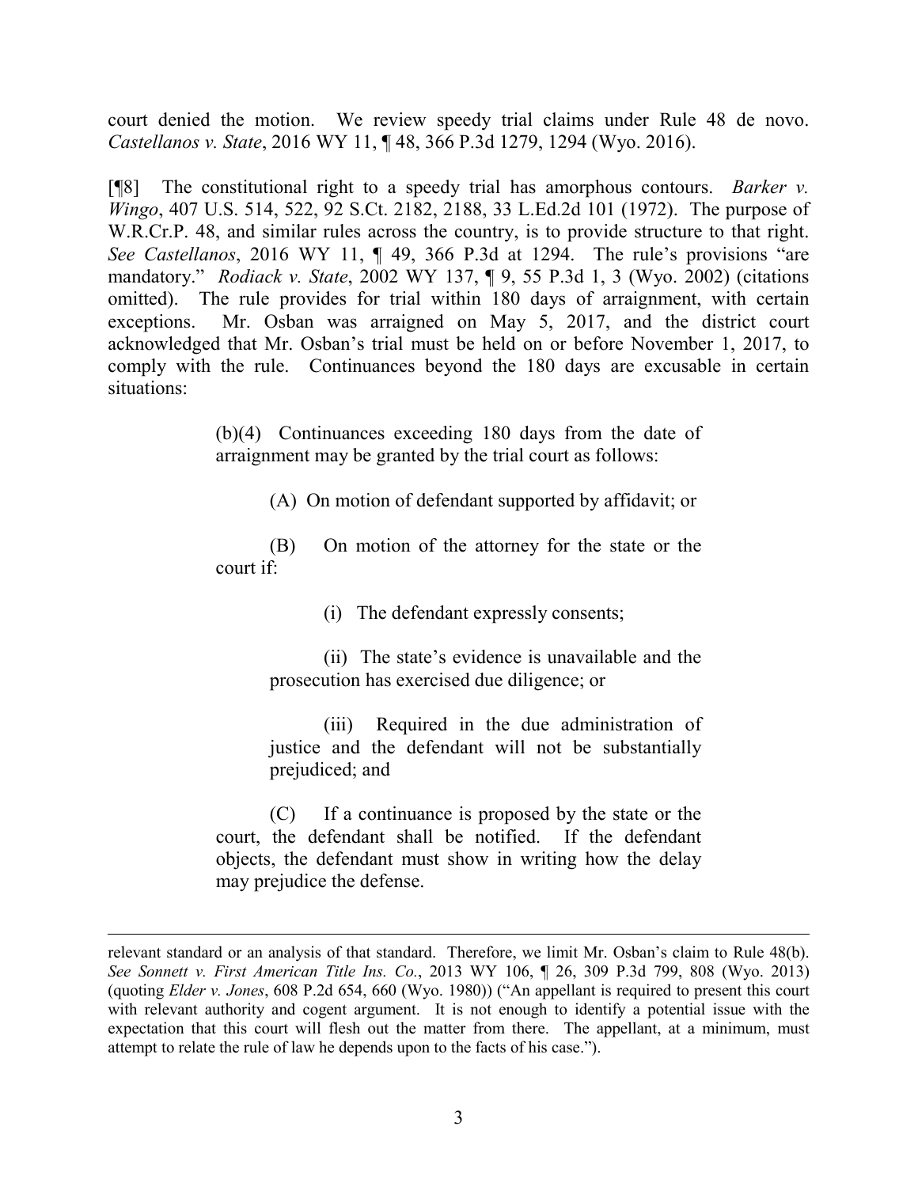court denied the motion. We review speedy trial claims under Rule 48 de novo. *Castellanos v. State*, 2016 WY 11, ¶ 48, 366 P.3d 1279, 1294 (Wyo. 2016).

[¶8] The constitutional right to a speedy trial has amorphous contours. *Barker v. Wingo*, 407 U.S. 514, 522, 92 S.Ct. 2182, 2188, 33 L.Ed.2d 101 (1972). The purpose of W.R.Cr.P. 48, and similar rules across the country, is to provide structure to that right. *See Castellanos*, 2016 WY 11, ¶ 49, 366 P.3d at 1294. The rule's provisions "are mandatory." *Rodiack v. State*, 2002 WY 137, ¶ 9, 55 P.3d 1, 3 (Wyo. 2002) (citations omitted). The rule provides for trial within 180 days of arraignment, with certain exceptions. Mr. Osban was arraigned on May 5, 2017, and the district court acknowledged that Mr. Osban's trial must be held on or before November 1, 2017, to comply with the rule. Continuances beyond the 180 days are excusable in certain situations:

> (b)(4) Continuances exceeding 180 days from the date of arraignment may be granted by the trial court as follows:
>
> (A) On motion of defendant supported by affidavit; or
>
> (B) On motion of the attorney for the state or the court if:
>
> (i) The defendant expressly consents;
>
> (ii) The state's evidence is unavailable and the prosecution has exercised due diligence; or
>
> (iii) Required in the due administration of justice and the defendant will not be substantially prejudiced; and
>
> (C) If a continuance is proposed by the state or the court, the defendant shall be notified. If the defendant objects, the defendant must show in writing how the delay may prejudice the defense.

---

relevant standard or an analysis of that standard. Therefore, we limit Mr. Osban's claim to Rule 48(b). *See Sonnett v. First American Title Ins. Co.*, 2013 WY 106, ¶ 26, 309 P.3d 799, 808 (Wyo. 2013) (quoting *Elder v. Jones*, 608 P.2d 654, 660 (Wyo. 1980)) ("An appellant is required to present this court with relevant authority and cogent argument. It is not enough to identify a potential issue with the expectation that this court will flesh out the matter from there. The appellant, at a minimum, must attempt to relate the rule of law he depends upon to the facts of his case.").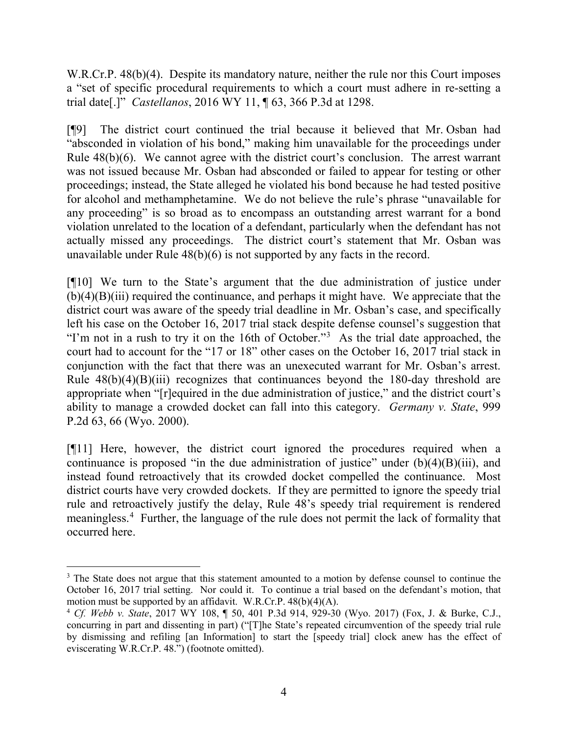W.R.Cr.P. 48(b)(4). Despite its mandatory nature, neither the rule nor this Court imposes a "set of specific procedural requirements to which a court must adhere in re-setting a trial date[.]" *Castellanos*, 2016 WY 11, ¶ 63, 366 P.3d at 1298.

[¶9] The district court continued the trial because it believed that Mr. Osban had "absconded in violation of his bond," making him unavailable for the proceedings under Rule 48(b)(6). We cannot agree with the district court's conclusion. The arrest warrant was not issued because Mr. Osban had absconded or failed to appear for testing or other proceedings; instead, the State alleged he violated his bond because he had tested positive for alcohol and methamphetamine. We do not believe the rule's phrase "unavailable for any proceeding" is so broad as to encompass an outstanding arrest warrant for a bond violation unrelated to the location of a defendant, particularly when the defendant has not actually missed any proceedings. The district court's statement that Mr. Osban was unavailable under Rule 48(b)(6) is not supported by any facts in the record.

[¶10] We turn to the State's argument that the due administration of justice under (b)(4)(B)(iii) required the continuance, and perhaps it might have. We appreciate that the district court was aware of the speedy trial deadline in Mr. Osban's case, and specifically left his case on the October 16, 2017 trial stack despite defense counsel's suggestion that "I'm not in a rush to try it on the 16th of October."[3] As the trial date approached, the court had to account for the "17 or 18" other cases on the October 16, 2017 trial stack in conjunction with the fact that there was an unexecuted warrant for Mr. Osban's arrest. Rule 48(b)(4)(B)(iii) recognizes that continuances beyond the 180-day threshold are appropriate when "[r]equired in the due administration of justice," and the district court's ability to manage a crowded docket can fall into this category. *Germany v. State*, 999 P.2d 63, 66 (Wyo. 2000).

[¶11] Here, however, the district court ignored the procedures required when a continuance is proposed "in the due administration of justice" under (b)(4)(B)(iii), and instead found retroactively that its crowded docket compelled the continuance. Most district courts have very crowded dockets. If they are permitted to ignore the speedy trial rule and retroactively justify the delay, Rule 48's speedy trial requirement is rendered meaningless.[4] Further, the language of the rule does not permit the lack of formality that occurred here.

---

[3] The State does not argue that this statement amounted to a motion by defense counsel to continue the October 16, 2017 trial setting. Nor could it. To continue a trial based on the defendant's motion, that motion must be supported by an affidavit. W.R.Cr.P. 48(b)(4)(A).

[4] *Cf. Webb v. State*, 2017 WY 108, ¶ 50, 401 P.3d 914, 929-30 (Wyo. 2017) (Fox, J. & Burke, C.J., concurring in part and dissenting in part) ("[T]he State's repeated circumvention of the speedy trial rule by dismissing and refiling [an Information] to start the [speedy trial] clock anew has the effect of eviscerating W.R.Cr.P. 48.") (footnote omitted).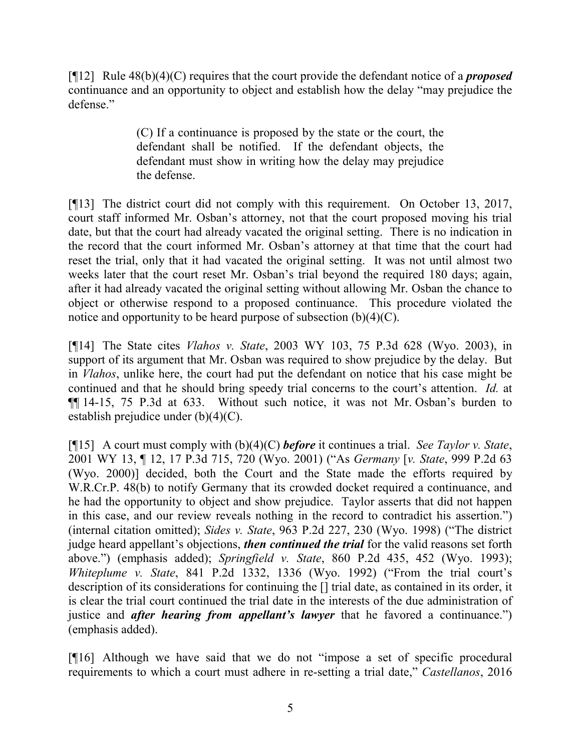[¶12] Rule 48(b)(4)(C) requires that the court provide the defendant notice of a ***proposed*** continuance and an opportunity to object and establish how the delay "may prejudice the defense."

> (C) If a continuance is proposed by the state or the court, the defendant shall be notified. If the defendant objects, the defendant must show in writing how the delay may prejudice the defense.

[¶13] The district court did not comply with this requirement. On October 13, 2017, court staff informed Mr. Osban's attorney, not that the court proposed moving his trial date, but that the court had already vacated the original setting. There is no indication in the record that the court informed Mr. Osban's attorney at that time that the court had reset the trial, only that it had vacated the original setting. It was not until almost two weeks later that the court reset Mr. Osban's trial beyond the required 180 days; again, after it had already vacated the original setting without allowing Mr. Osban the chance to object or otherwise respond to a proposed continuance. This procedure violated the notice and opportunity to be heard purpose of subsection (b)(4)(C).

[¶14] The State cites *Vlahos v. State*, 2003 WY 103, 75 P.3d 628 (Wyo. 2003), in support of its argument that Mr. Osban was required to show prejudice by the delay. But in *Vlahos*, unlike here, the court had put the defendant on notice that his case might be continued and that he should bring speedy trial concerns to the court's attention. *Id.* at ¶¶ 14-15, 75 P.3d at 633. Without such notice, it was not Mr. Osban's burden to establish prejudice under (b)(4)(C).

[¶15] A court must comply with (b)(4)(C) ***before*** it continues a trial. *See Taylor v. State*, 2001 WY 13, ¶ 12, 17 P.3d 715, 720 (Wyo. 2001) ("As *Germany* [*v. State*, 999 P.2d 63 (Wyo. 2000)] decided, both the Court and the State made the efforts required by W.R.Cr.P. 48(b) to notify Germany that its crowded docket required a continuance, and he had the opportunity to object and show prejudice. Taylor asserts that did not happen in this case, and our review reveals nothing in the record to contradict his assertion.") (internal citation omitted); *Sides v. State*, 963 P.2d 227, 230 (Wyo. 1998) ("The district judge heard appellant's objections, ***then continued the trial*** for the valid reasons set forth above.") (emphasis added); *Springfield v. State*, 860 P.2d 435, 452 (Wyo. 1993); *Whiteplume v. State*, 841 P.2d 1332, 1336 (Wyo. 1992) ("From the trial court's description of its considerations for continuing the [] trial date, as contained in its order, it is clear the trial court continued the trial date in the interests of the due administration of justice and ***after hearing from appellant's lawyer*** that he favored a continuance.") (emphasis added).

[¶16] Although we have said that we do not "impose a set of specific procedural requirements to which a court must adhere in re-setting a trial date," *Castellanos*, 2016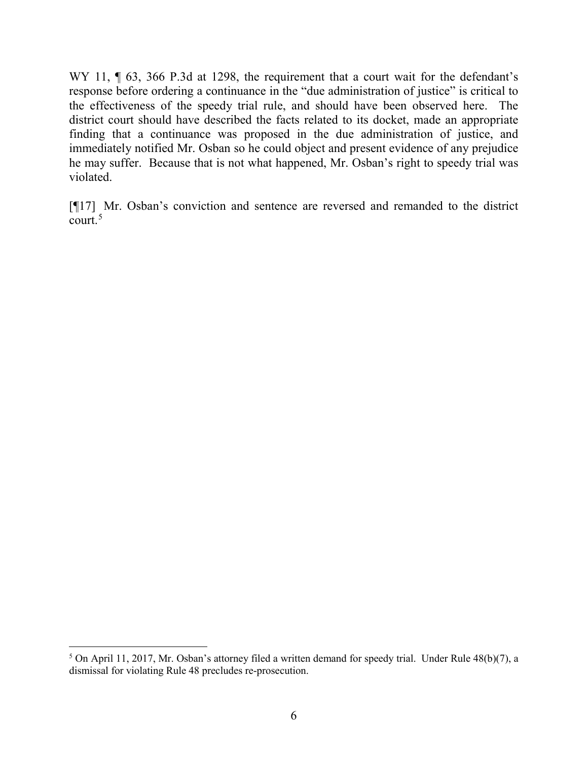WY 11, ¶ 63, 366 P.3d at 1298, the requirement that a court wait for the defendant's response before ordering a continuance in the "due administration of justice" is critical to the effectiveness of the speedy trial rule, and should have been observed here. The district court should have described the facts related to its docket, made an appropriate finding that a continuance was proposed in the due administration of justice, and immediately notified Mr. Osban so he could object and present evidence of any prejudice he may suffer. Because that is not what happened, Mr. Osban's right to speedy trial was violated.

[¶17] Mr. Osban's conviction and sentence are reversed and remanded to the district court.[5]

---

[5] On April 11, 2017, Mr. Osban's attorney filed a written demand for speedy trial. Under Rule 48(b)(7), a dismissal for violating Rule 48 precludes re-prosecution.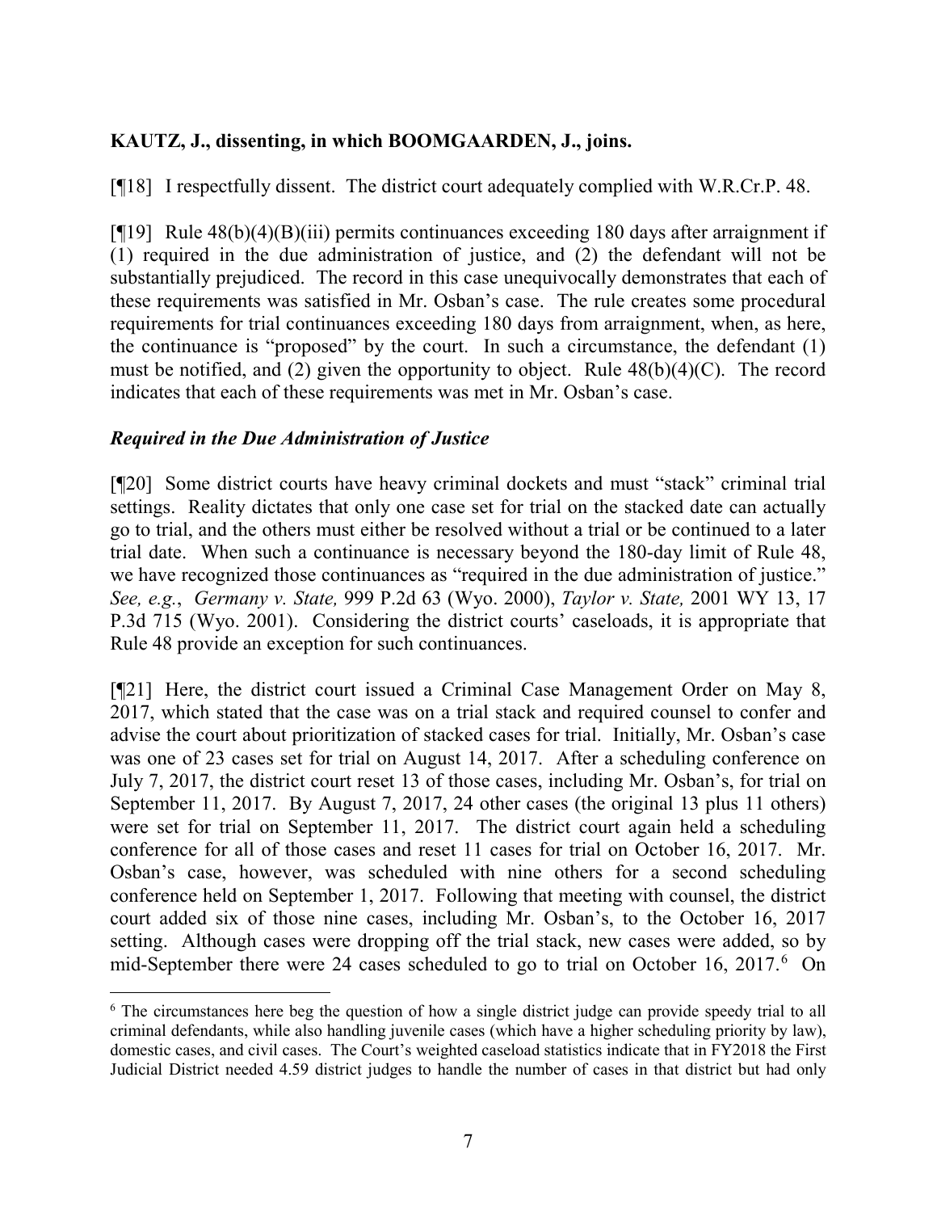**KAUTZ, J., dissenting, in which BOOMGAARDEN, J., joins.**

[¶18] I respectfully dissent. The district court adequately complied with W.R.Cr.P. 48.

[¶19] Rule 48(b)(4)(B)(iii) permits continuances exceeding 180 days after arraignment if (1) required in the due administration of justice, and (2) the defendant will not be substantially prejudiced. The record in this case unequivocally demonstrates that each of these requirements was satisfied in Mr. Osban's case. The rule creates some procedural requirements for trial continuances exceeding 180 days from arraignment, when, as here, the continuance is "proposed" by the court. In such a circumstance, the defendant (1) must be notified, and (2) given the opportunity to object. Rule 48(b)(4)(C). The record indicates that each of these requirements was met in Mr. Osban's case.

### *Required in the Due Administration of Justice*

[¶20] Some district courts have heavy criminal dockets and must "stack" criminal trial settings. Reality dictates that only one case set for trial on the stacked date can actually go to trial, and the others must either be resolved without a trial or be continued to a later trial date. When such a continuance is necessary beyond the 180-day limit of Rule 48, we have recognized those continuances as "required in the due administration of justice." *See, e.g.*, *Germany v. State,* 999 P.2d 63 (Wyo. 2000), *Taylor v. State,* 2001 WY 13, 17 P.3d 715 (Wyo. 2001). Considering the district courts' caseloads, it is appropriate that Rule 48 provide an exception for such continuances.

[¶21] Here, the district court issued a Criminal Case Management Order on May 8, 2017, which stated that the case was on a trial stack and required counsel to confer and advise the court about prioritization of stacked cases for trial. Initially, Mr. Osban's case was one of 23 cases set for trial on August 14, 2017. After a scheduling conference on July 7, 2017, the district court reset 13 of those cases, including Mr. Osban's, for trial on September 11, 2017. By August 7, 2017, 24 other cases (the original 13 plus 11 others) were set for trial on September 11, 2017. The district court again held a scheduling conference for all of those cases and reset 11 cases for trial on October 16, 2017. Mr. Osban's case, however, was scheduled with nine others for a second scheduling conference held on September 1, 2017. Following that meeting with counsel, the district court added six of those nine cases, including Mr. Osban's, to the October 16, 2017 setting. Although cases were dropping off the trial stack, new cases were added, so by mid-September there were 24 cases scheduled to go to trial on October 16, 2017.[6] On

[6] The circumstances here beg the question of how a single district judge can provide speedy trial to all criminal defendants, while also handling juvenile cases (which have a higher scheduling priority by law), domestic cases, and civil cases. The Court's weighted caseload statistics indicate that in FY2018 the First Judicial District needed 4.59 district judges to handle the number of cases in that district but had only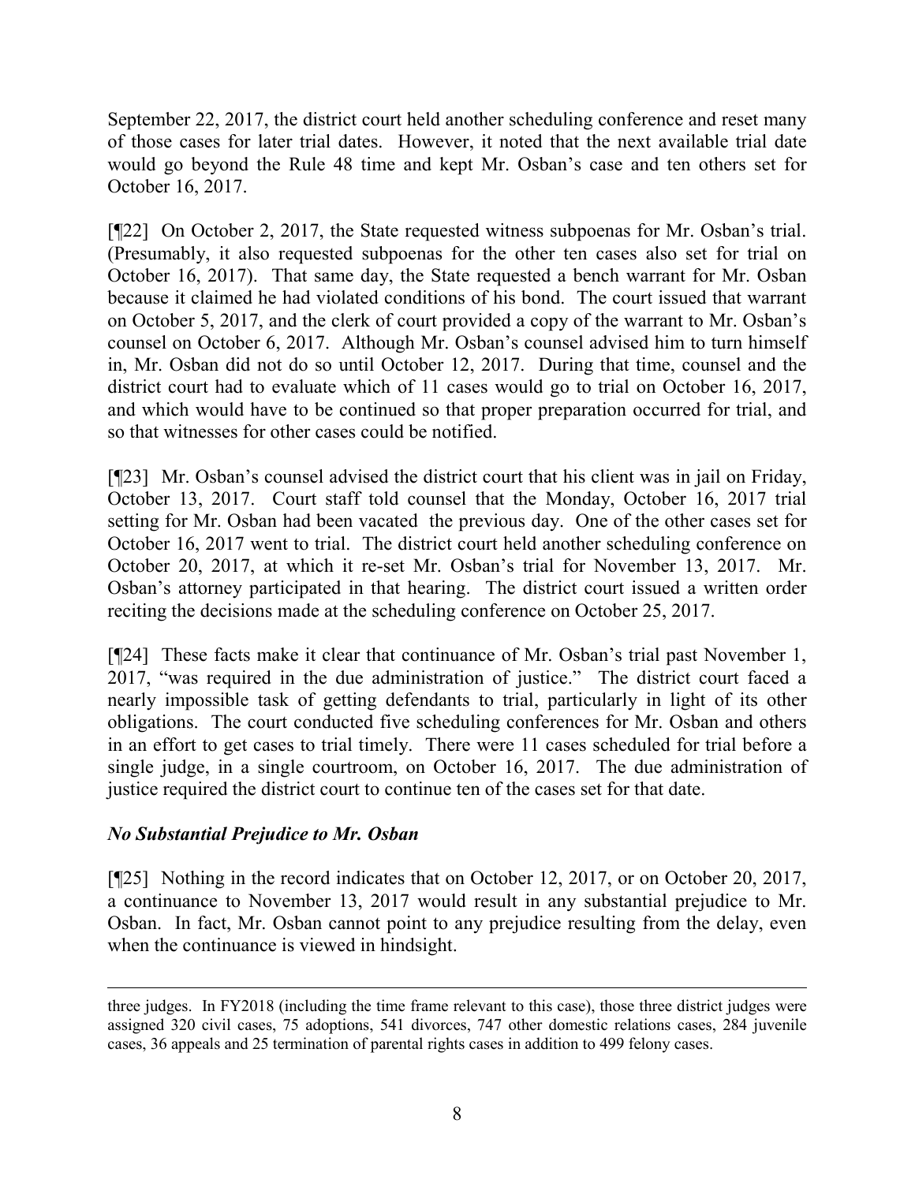September 22, 2017, the district court held another scheduling conference and reset many of those cases for later trial dates. However, it noted that the next available trial date would go beyond the Rule 48 time and kept Mr. Osban's case and ten others set for October 16, 2017.

[¶22] On October 2, 2017, the State requested witness subpoenas for Mr. Osban's trial. (Presumably, it also requested subpoenas for the other ten cases also set for trial on October 16, 2017). That same day, the State requested a bench warrant for Mr. Osban because it claimed he had violated conditions of his bond. The court issued that warrant on October 5, 2017, and the clerk of court provided a copy of the warrant to Mr. Osban's counsel on October 6, 2017. Although Mr. Osban's counsel advised him to turn himself in, Mr. Osban did not do so until October 12, 2017. During that time, counsel and the district court had to evaluate which of 11 cases would go to trial on October 16, 2017, and which would have to be continued so that proper preparation occurred for trial, and so that witnesses for other cases could be notified.

[¶23] Mr. Osban's counsel advised the district court that his client was in jail on Friday, October 13, 2017. Court staff told counsel that the Monday, October 16, 2017 trial setting for Mr. Osban had been vacated the previous day. One of the other cases set for October 16, 2017 went to trial. The district court held another scheduling conference on October 20, 2017, at which it re-set Mr. Osban's trial for November 13, 2017. Mr. Osban's attorney participated in that hearing. The district court issued a written order reciting the decisions made at the scheduling conference on October 25, 2017.

[¶24] These facts make it clear that continuance of Mr. Osban's trial past November 1, 2017, "was required in the due administration of justice." The district court faced a nearly impossible task of getting defendants to trial, particularly in light of its other obligations. The court conducted five scheduling conferences for Mr. Osban and others in an effort to get cases to trial timely. There were 11 cases scheduled for trial before a single judge, in a single courtroom, on October 16, 2017. The due administration of justice required the district court to continue ten of the cases set for that date.

### *No Substantial Prejudice to Mr. Osban*

[¶25] Nothing in the record indicates that on October 12, 2017, or on October 20, 2017, a continuance to November 13, 2017 would result in any substantial prejudice to Mr. Osban. In fact, Mr. Osban cannot point to any prejudice resulting from the delay, even when the continuance is viewed in hindsight.

---

three judges. In FY2018 (including the time frame relevant to this case), those three district judges were assigned 320 civil cases, 75 adoptions, 541 divorces, 747 other domestic relations cases, 284 juvenile cases, 36 appeals and 25 termination of parental rights cases in addition to 499 felony cases.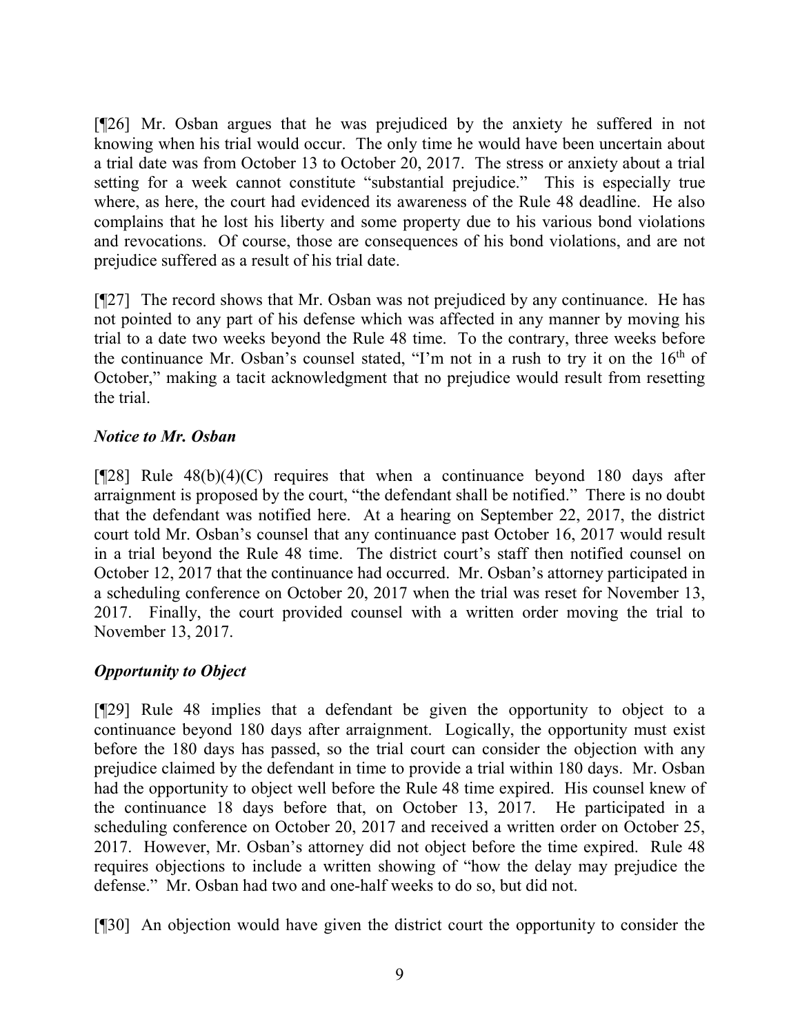[¶26] Mr. Osban argues that he was prejudiced by the anxiety he suffered in not knowing when his trial would occur. The only time he would have been uncertain about a trial date was from October 13 to October 20, 2017. The stress or anxiety about a trial setting for a week cannot constitute "substantial prejudice." This is especially true where, as here, the court had evidenced its awareness of the Rule 48 deadline. He also complains that he lost his liberty and some property due to his various bond violations and revocations. Of course, those are consequences of his bond violations, and are not prejudice suffered as a result of his trial date.

[¶27] The record shows that Mr. Osban was not prejudiced by any continuance. He has not pointed to any part of his defense which was affected in any manner by moving his trial to a date two weeks beyond the Rule 48 time. To the contrary, three weeks before the continuance Mr. Osban's counsel stated, "I'm not in a rush to try it on the 16th of October," making a tacit acknowledgment that no prejudice would result from resetting the trial.

### *Notice to Mr. Osban*

[¶28] Rule 48(b)(4)(C) requires that when a continuance beyond 180 days after arraignment is proposed by the court, "the defendant shall be notified." There is no doubt that the defendant was notified here. At a hearing on September 22, 2017, the district court told Mr. Osban's counsel that any continuance past October 16, 2017 would result in a trial beyond the Rule 48 time. The district court's staff then notified counsel on October 12, 2017 that the continuance had occurred. Mr. Osban's attorney participated in a scheduling conference on October 20, 2017 when the trial was reset for November 13, 2017. Finally, the court provided counsel with a written order moving the trial to November 13, 2017.

### *Opportunity to Object*

[¶29] Rule 48 implies that a defendant be given the opportunity to object to a continuance beyond 180 days after arraignment. Logically, the opportunity must exist before the 180 days has passed, so the trial court can consider the objection with any prejudice claimed by the defendant in time to provide a trial within 180 days. Mr. Osban had the opportunity to object well before the Rule 48 time expired. His counsel knew of the continuance 18 days before that, on October 13, 2017. He participated in a scheduling conference on October 20, 2017 and received a written order on October 25, 2017. However, Mr. Osban's attorney did not object before the time expired. Rule 48 requires objections to include a written showing of "how the delay may prejudice the defense." Mr. Osban had two and one-half weeks to do so, but did not.

[¶30] An objection would have given the district court the opportunity to consider the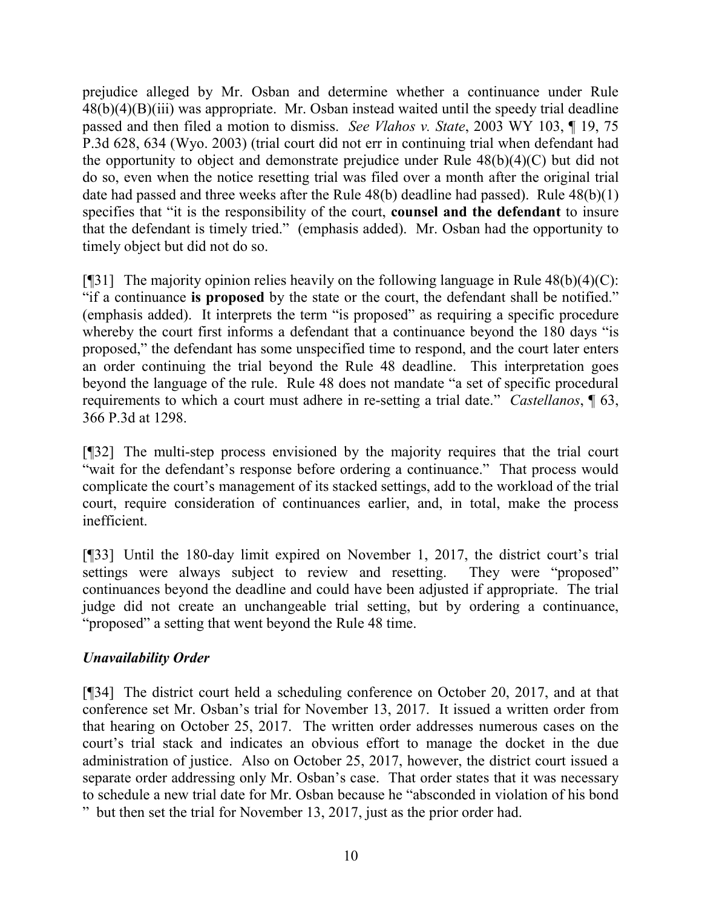prejudice alleged by Mr. Osban and determine whether a continuance under Rule 48(b)(4)(B)(iii) was appropriate. Mr. Osban instead waited until the speedy trial deadline passed and then filed a motion to dismiss. *See Vlahos v. State*, 2003 WY 103, ¶ 19, 75 P.3d 628, 634 (Wyo. 2003) (trial court did not err in continuing trial when defendant had the opportunity to object and demonstrate prejudice under Rule 48(b)(4)(C) but did not do so, even when the notice resetting trial was filed over a month after the original trial date had passed and three weeks after the Rule 48(b) deadline had passed). Rule 48(b)(1) specifies that "it is the responsibility of the court, **counsel and the defendant** to insure that the defendant is timely tried." (emphasis added). Mr. Osban had the opportunity to timely object but did not do so.

[¶31] The majority opinion relies heavily on the following language in Rule 48(b)(4)(C): "if a continuance **is proposed** by the state or the court, the defendant shall be notified." (emphasis added). It interprets the term "is proposed" as requiring a specific procedure whereby the court first informs a defendant that a continuance beyond the 180 days "is proposed," the defendant has some unspecified time to respond, and the court later enters an order continuing the trial beyond the Rule 48 deadline. This interpretation goes beyond the language of the rule. Rule 48 does not mandate "a set of specific procedural requirements to which a court must adhere in re-setting a trial date." *Castellanos*, ¶ 63, 366 P.3d at 1298.

[¶32] The multi-step process envisioned by the majority requires that the trial court "wait for the defendant's response before ordering a continuance." That process would complicate the court's management of its stacked settings, add to the workload of the trial court, require consideration of continuances earlier, and, in total, make the process inefficient.

[¶33] Until the 180-day limit expired on November 1, 2017, the district court's trial settings were always subject to review and resetting. They were "proposed" continuances beyond the deadline and could have been adjusted if appropriate. The trial judge did not create an unchangeable trial setting, but by ordering a continuance, "proposed" a setting that went beyond the Rule 48 time.

### *Unavailability Order*

[¶34] The district court held a scheduling conference on October 20, 2017, and at that conference set Mr. Osban's trial for November 13, 2017. It issued a written order from that hearing on October 25, 2017. The written order addresses numerous cases on the court's trial stack and indicates an obvious effort to manage the docket in the due administration of justice. Also on October 25, 2017, however, the district court issued a separate order addressing only Mr. Osban's case. That order states that it was necessary to schedule a new trial date for Mr. Osban because he "absconded in violation of his bond " but then set the trial for November 13, 2017, just as the prior order had.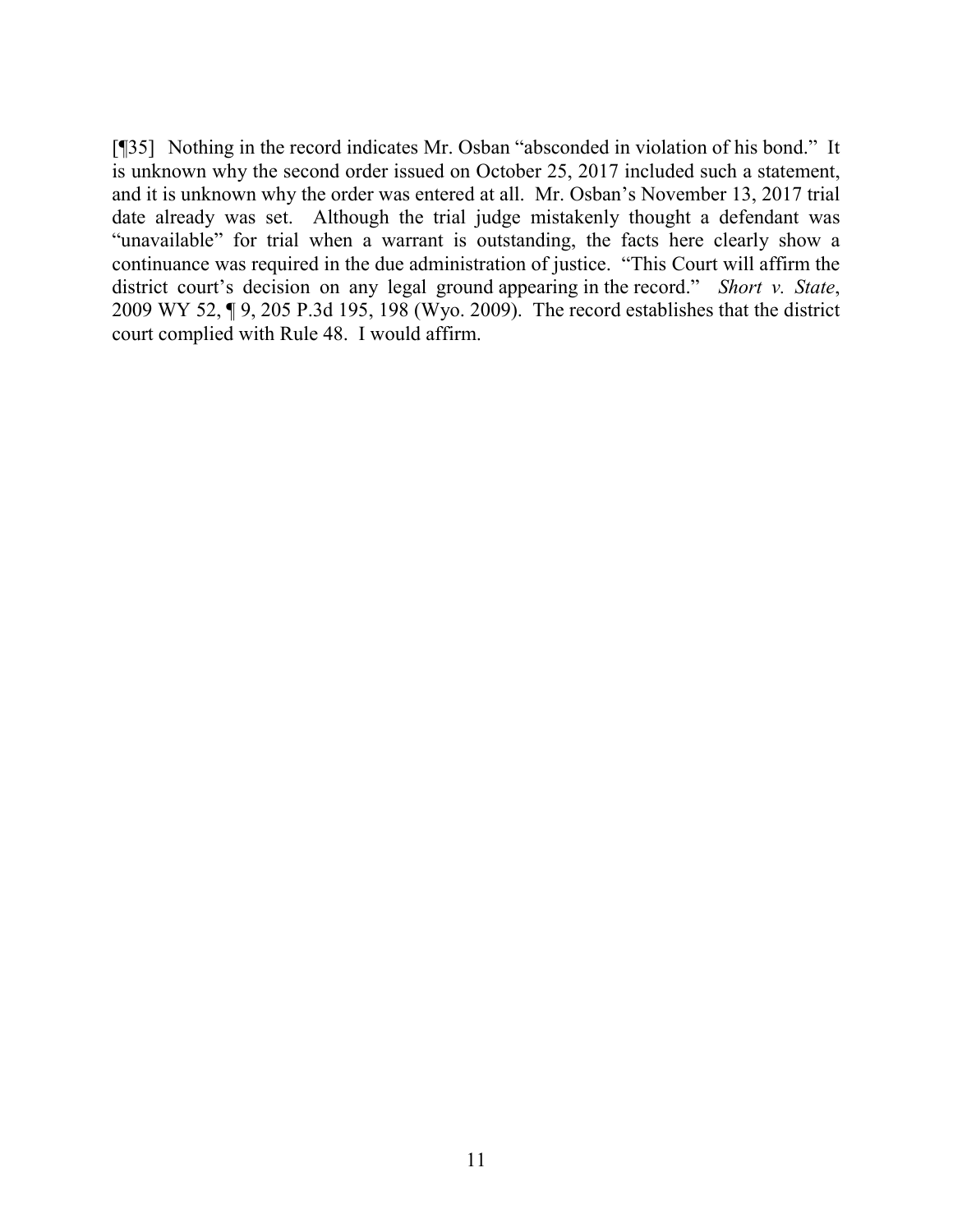[¶35] Nothing in the record indicates Mr. Osban "absconded in violation of his bond." It is unknown why the second order issued on October 25, 2017 included such a statement, and it is unknown why the order was entered at all. Mr. Osban's November 13, 2017 trial date already was set. Although the trial judge mistakenly thought a defendant was "unavailable" for trial when a warrant is outstanding, the facts here clearly show a continuance was required in the due administration of justice. "This Court will affirm the district court's decision on any legal ground appearing in the record." *Short v. State*, 2009 WY 52, ¶ 9, 205 P.3d 195, 198 (Wyo. 2009). The record establishes that the district court complied with Rule 48. I would affirm.